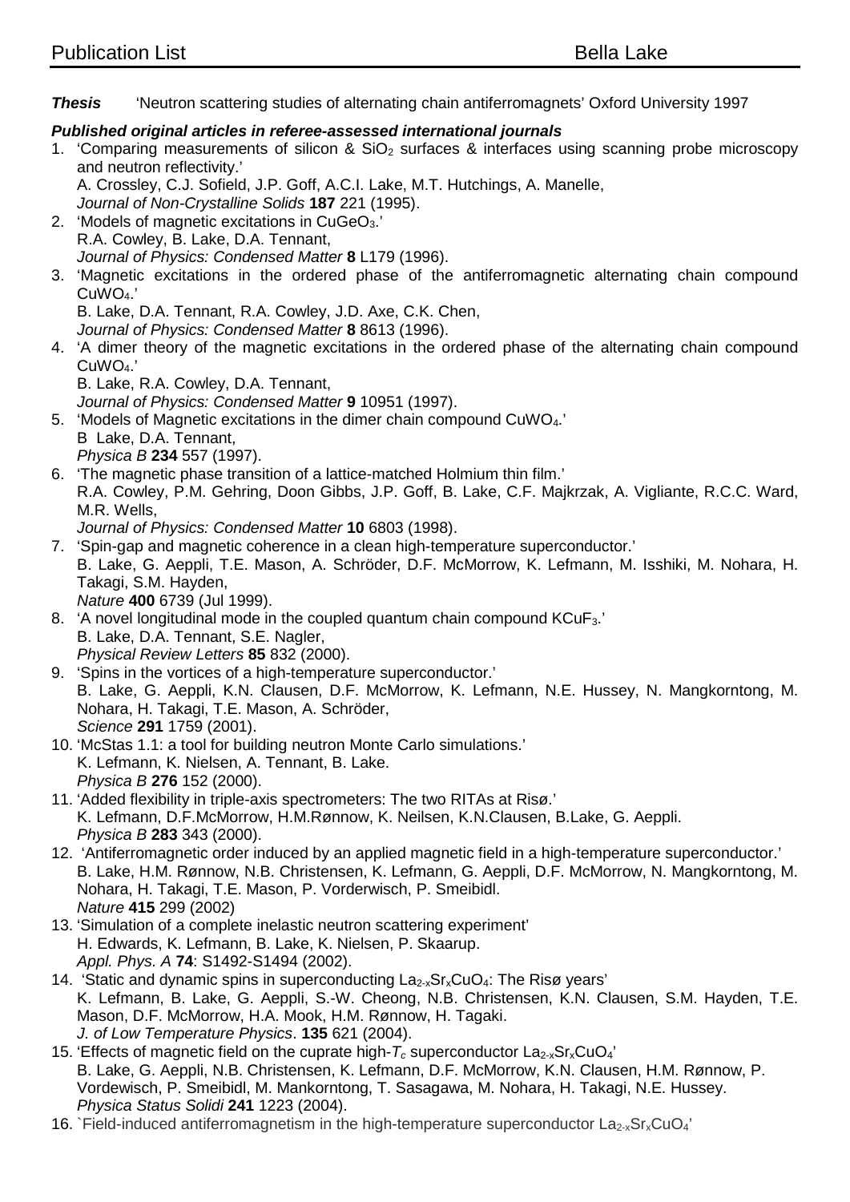# Publication List — Bella Lake

***Thesis*** 'Neutron scattering studies of alternating chain antiferromagnets' Oxford University 1997

***Published original articles in referee-assessed international journals***

1. 'Comparing measurements of silicon & $SiO_2$ surfaces & interfaces using scanning probe microscopy and neutron reflectivity.'
   A. Crossley, C.J. Sofield, J.P. Goff, A.C.I. Lake, M.T. Hutchings, A. Manelle,
   *Journal of Non-Crystalline Solids* **187** 221 (1995).
2. 'Models of magnetic excitations in $CuGeO_3$.'
   R.A. Cowley, B. Lake, D.A. Tennant,
   *Journal of Physics: Condensed Matter* **8** L179 (1996).
3. 'Magnetic excitations in the ordered phase of the antiferromagnetic alternating chain compound $CuWO_4$.'
   B. Lake, D.A. Tennant, R.A. Cowley, J.D. Axe, C.K. Chen,
   *Journal of Physics: Condensed Matter* **8** 8613 (1996).
4. 'A dimer theory of the magnetic excitations in the ordered phase of the alternating chain compound $CuWO_4$.'
   B. Lake, R.A. Cowley, D.A. Tennant,
   *Journal of Physics: Condensed Matter* **9** 10951 (1997).
5. 'Models of Magnetic excitations in the dimer chain compound $CuWO_4$.'
   B Lake, D.A. Tennant,
   *Physica B* **234** 557 (1997).
6. 'The magnetic phase transition of a lattice-matched Holmium thin film.'
   R.A. Cowley, P.M. Gehring, Doon Gibbs, J.P. Goff, B. Lake, C.F. Majkrzak, A. Vigliante, R.C.C. Ward, M.R. Wells,
   *Journal of Physics: Condensed Matter* **10** 6803 (1998).
7. 'Spin-gap and magnetic coherence in a clean high-temperature superconductor.'
   B. Lake, G. Aeppli, T.E. Mason, A. Schröder, D.F. McMorrow, K. Lefmann, M. Isshiki, M. Nohara, H. Takagi, S.M. Hayden,
   *Nature* **400** 6739 (Jul 1999).
8. 'A novel longitudinal mode in the coupled quantum chain compound $KCuF_3$.'
   B. Lake, D.A. Tennant, S.E. Nagler,
   *Physical Review Letters* **85** 832 (2000).
9. 'Spins in the vortices of a high-temperature superconductor.'
   B. Lake, G. Aeppli, K.N. Clausen, D.F. McMorrow, K. Lefmann, N.E. Hussey, N. Mangkorntong, M. Nohara, H. Takagi, T.E. Mason, A. Schröder,
   *Science* **291** 1759 (2001).
10. 'McStas 1.1: a tool for building neutron Monte Carlo simulations.'
    K. Lefmann, K. Nielsen, A. Tennant, B. Lake.
    *Physica B* **276** 152 (2000).
11. 'Added flexibility in triple-axis spectrometers: The two RITAs at Risø.'
    K. Lefmann, D.F.McMorrow, H.M.Rønnow, K. Neilsen, K.N.Clausen, B.Lake, G. Aeppli.
    *Physica B* **283** 343 (2000).
12. 'Antiferromagnetic order induced by an applied magnetic field in a high-temperature superconductor.'
    B. Lake, H.M. Rønnow, N.B. Christensen, K. Lefmann, G. Aeppli, D.F. McMorrow, N. Mangkorntong, M. Nohara, H. Takagi, T.E. Mason, P. Vorderwisch, P. Smeibidl.
    *Nature* **415** 299 (2002)
13. 'Simulation of a complete inelastic neutron scattering experiment'
    H. Edwards, K. Lefmann, B. Lake, K. Nielsen, P. Skaarup.
    *Appl. Phys. A* **74**: S1492-S1494 (2002).
14. 'Static and dynamic spins in superconducting $La_{2-x}Sr_xCuO_4$: The Risø years'
    K. Lefmann, B. Lake, G. Aeppli, S.-W. Cheong, N.B. Christensen, K.N. Clausen, S.M. Hayden, T.E. Mason, D.F. McMorrow, H.A. Mook, H.M. Rønnow, H. Tagaki.
    *J. of Low Temperature Physics*. **135** 621 (2004).
15. 'Effects of magnetic field on the cuprate high-$T_c$ superconductor $La_{2-x}Sr_xCuO_4$'
    B. Lake, G. Aeppli, N.B. Christensen, K. Lefmann, D.F. McMorrow, K.N. Clausen, H.M. Rønnow, P. Vordewisch, P. Smeibidl, M. Mankorntong, T. Sasagawa, M. Nohara, H. Takagi, N.E. Hussey.
    *Physica Status Solidi* **241** 1223 (2004).
16. `Field-induced antiferromagnetism in the high-temperature superconductor $La_{2-x}Sr_xCuO_4$'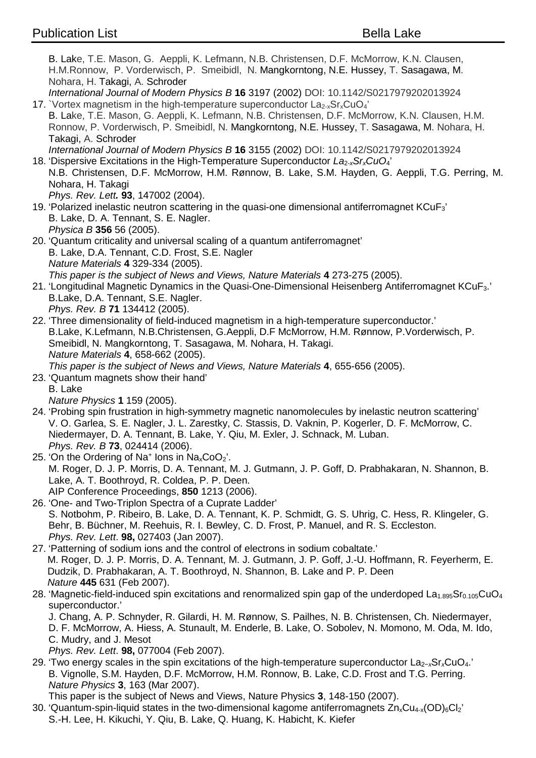B. Lake, T.E. Mason, G. Aeppli, K. Lefmann, N.B. Christensen, D.F. McMorrow, K.N. Clausen, H.M.Ronnow, P. Vorderwisch, P. Smeibidl, N. Mangkorntong, N.E. Hussey, T. Sasagawa, M. Nohara, H. Takagi, A. Schroder
*International Journal of Modern Physics B* **16** 3197 (2002) DOI: 10.1142/S0217979202013924

17. `Vortex magnetism in the high-temperature superconductor $La_{2-x}Sr_xCuO_4$'
B. Lake, T.E. Mason, G. Aeppli, K. Lefmann, N.B. Christensen, D.F. McMorrow, K.N. Clausen, H.M. Ronnow, P. Vorderwisch, P. Smeibidl, N. Mangkorntong, N.E. Hussey, T. Sasagawa, M. Nohara, H. Takagi, A. Schroder
*International Journal of Modern Physics B* **16** 3155 (2002) DOI: 10.1142/S0217979202013924
18. 'Dispersive Excitations in the High-Temperature Superconductor $La_{2-x}Sr_xCuO_4$'
N.B. Christensen, D.F. McMorrow, H.M. Rønnow, B. Lake, S.M. Hayden, G. Aeppli, T.G. Perring, M. Nohara, H. Takagi
*Phys. Rev. Lett.* **93**, 147002 (2004).
19. 'Polarized inelastic neutron scattering in the quasi-one dimensional antiferromagnet $KCuF_3$'
B. Lake, D. A. Tennant, S. E. Nagler.
*Physica B* **356** 56 (2005).
20. 'Quantum criticality and universal scaling of a quantum antiferromagnet'
B. Lake, D.A. Tennant, C.D. Frost, S.E. Nagler
*Nature Materials* **4** 329-334 (2005).
*This paper is the subject of News and Views, Nature Materials* **4** *273-275 (2005).*
21. 'Longitudinal Magnetic Dynamics in the Quasi-One-Dimensional Heisenberg Antiferromagnet $KCuF_3$.'
B.Lake, D.A. Tennant, S.E. Nagler.
*Phys. Rev. B* **71** 134412 (2005).
22. 'Three dimensionality of field-induced magnetism in a high-temperature superconductor.'
B.Lake, K.Lefmann, N.B.Christensen, G.Aeppli, D.F McMorrow, H.M. Rønnow, P.Vorderwisch, P. Smeibidl, N. Mangkorntong, T. Sasagawa, M. Nohara, H. Takagi.
*Nature Materials* **4**, 658-662 (2005).
*This paper is the subject of News and Views, Nature Materials* **4**, *655-656 (2005).*
23. 'Quantum magnets show their hand'
B. Lake
*Nature Physics* **1** 159 (2005).
24. 'Probing spin frustration in high-symmetry magnetic nanomolecules by inelastic neutron scattering'
V. O. Garlea, S. E. Nagler, J. L. Zarestky, C. Stassis, D. Vaknin, P. Kogerler, D. F. McMorrow, C. Niedermayer, D. A. Tennant, B. Lake, Y. Qiu, M. Exler, J. Schnack, M. Luban.
*Phys. Rev. B* **73**, 024414 (2006).
25. 'On the Ordering of $Na^+$ Ions in $Na_xCoO_2$'.
M. Roger, D. J. P. Morris, D. A. Tennant, M. J. Gutmann, J. P. Goff, D. Prabhakaran, N. Shannon, B. Lake, A. T. Boothroyd, R. Coldea, P. P. Deen.
AIP Conference Proceedings, **850** 1213 (2006).
26. 'One- and Two-Triplon Spectra of a Cuprate Ladder'
S. Notbohm, P. Ribeiro, B. Lake, D. A. Tennant, K. P. Schmidt, G. S. Uhrig, C. Hess, R. Klingeler, G. Behr, B. Büchner, M. Reehuis, R. I. Bewley, C. D. Frost, P. Manuel, and R. S. Eccleston.
*Phys. Rev. Lett*. **98,** 027403 (Jan 2007).
27. 'Patterning of sodium ions and the control of electrons in sodium cobaltate.'
M. Roger, D. J. P. Morris, D. A. Tennant, M. J. Gutmann, J. P. Goff, J.-U. Hoffmann, R. Feyerherm, E. Dudzik, D. Prabhakaran, A. T. Boothroyd, N. Shannon, B. Lake and P. P. Deen
*Nature* **445** 631 (Feb 2007).
28. 'Magnetic-field-induced spin excitations and renormalized spin gap of the underdoped $La_{1.895}Sr_{0.105}CuO_4$ superconductor.'
J. Chang, A. P. Schnyder, R. Gilardi, H. M. Rønnow, S. Pailhes, N. B. Christensen, Ch. Niedermayer, D. F. McMorrow, A. Hiess, A. Stunault, M. Enderle, B. Lake, O. Sobolev, N. Momono, M. Oda, M. Ido, C. Mudry, and J. Mesot
*Phys. Rev. Lett*. **98,** 077004 (Feb 2007).
29. 'Two energy scales in the spin excitations of the high-temperature superconductor $La_{2-x}Sr_xCuO_4$.'
B. Vignolle, S.M. Hayden, D.F. McMorrow, H.M. Ronnow, B. Lake, C.D. Frost and T.G. Perring.
*Nature Physics* **3**, 163 (Mar 2007).
This paper is the subject of News and Views, Nature Physics **3**, 148-150 (2007).
30. 'Quantum-spin-liquid states in the two-dimensional kagome antiferromagnets $Zn_xCu_{4-x}(OD)_6Cl_2$'
S.-H. Lee, H. Kikuchi, Y. Qiu, B. Lake, Q. Huang, K. Habicht, K. Kiefer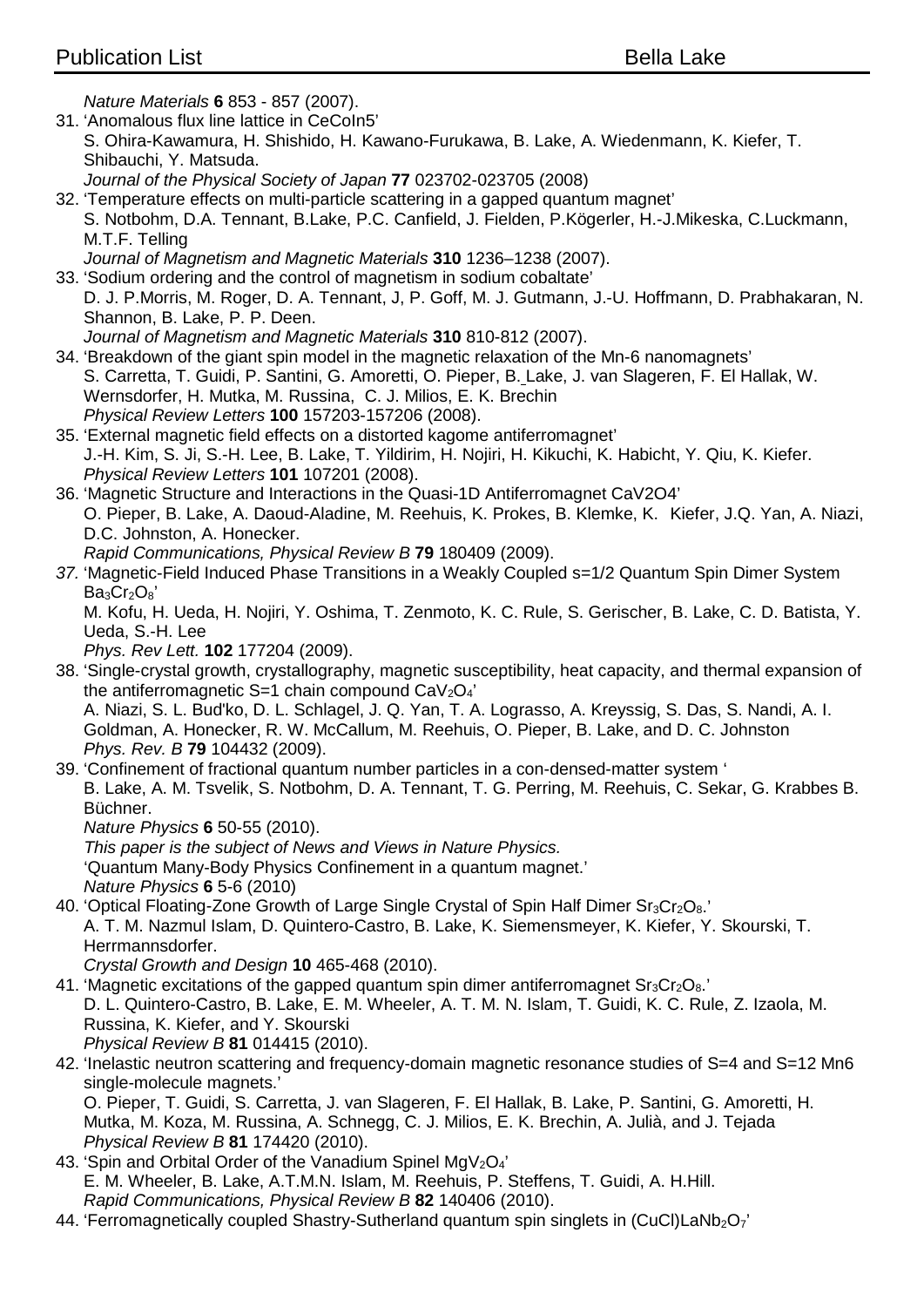*Nature Materials* **6** 853 - 857 (2007).

31. 'Anomalous flux line lattice in CeCoIn5'
    S. Ohira-Kawamura, H. Shishido, H. Kawano-Furukawa, B. Lake, A. Wiedenmann, K. Kiefer, T. Shibauchi, Y. Matsuda.
    *Journal of the Physical Society of Japan* **77** 023702-023705 (2008)
32. 'Temperature effects on multi-particle scattering in a gapped quantum magnet'
    S. Notbohm, D.A. Tennant, B.Lake, P.C. Canfield, J. Fielden, P.Kögerler, H.-J.Mikeska, C.Luckmann, M.T.F. Telling
    *Journal of Magnetism and Magnetic Materials* **310** 1236–1238 (2007).
33. 'Sodium ordering and the control of magnetism in sodium cobaltate'
    D. J. P.Morris, M. Roger, D. A. Tennant, J, P. Goff, M. J. Gutmann, J.-U. Hoffmann, D. Prabhakaran, N. Shannon, B. Lake, P. P. Deen.
    *Journal of Magnetism and Magnetic Materials* **310** 810-812 (2007).
34. 'Breakdown of the giant spin model in the magnetic relaxation of the Mn-6 nanomagnets'
    S. Carretta, T. Guidi, P. Santini, G. Amoretti, O. Pieper, B. Lake, J. van Slageren, F. El Hallak, W. Wernsdorfer, H. Mutka, M. Russina, C. J. Milios, E. K. Brechin
    *Physical Review Letters* **100** 157203-157206 (2008).
35. 'External magnetic field effects on a distorted kagome antiferromagnet'
    J.-H. Kim, S. Ji, S.-H. Lee, B. Lake, T. Yildirim, H. Nojiri, H. Kikuchi, K. Habicht, Y. Qiu, K. Kiefer.
    *Physical Review Letters* **101** 107201 (2008).
36. 'Magnetic Structure and Interactions in the Quasi-1D Antiferromagnet CaV2O4'
    O. Pieper, B. Lake, A. Daoud-Aladine, M. Reehuis, K. Prokes, B. Klemke, K. Kiefer, J.Q. Yan, A. Niazi, D.C. Johnston, A. Honecker.
    *Rapid Communications, Physical Review B* **79** 180409 (2009).
37. 'Magnetic-Field Induced Phase Transitions in a Weakly Coupled s=1/2 Quantum Spin Dimer System $Ba_3Cr_2O_8$'
    M. Kofu, H. Ueda, H. Nojiri, Y. Oshima, T. Zenmoto, K. C. Rule, S. Gerischer, B. Lake, C. D. Batista, Y. Ueda, S.-H. Lee
    *Phys. Rev Lett.* **102** 177204 (2009).
38. 'Single-crystal growth, crystallography, magnetic susceptibility, heat capacity, and thermal expansion of the antiferromagnetic S=1 chain compound $CaV_2O_4$'
    A. Niazi, S. L. Bud'ko, D. L. Schlagel, J. Q. Yan, T. A. Lograsso, A. Kreyssig, S. Das, S. Nandi, A. I. Goldman, A. Honecker, R. W. McCallum, M. Reehuis, O. Pieper, B. Lake, and D. C. Johnston
    *Phys. Rev. B* **79** 104432 (2009).
39. 'Confinement of fractional quantum number particles in a con-densed-matter system '
    B. Lake, A. M. Tsvelik, S. Notbohm, D. A. Tennant, T. G. Perring, M. Reehuis, C. Sekar, G. Krabbes B. Büchner.
    *Nature Physics* **6** 50-55 (2010).
    *This paper is the subject of News and Views in Nature Physics.*
    'Quantum Many-Body Physics Confinement in a quantum magnet.'
    *Nature Physics* **6** 5-6 (2010)
40. 'Optical Floating-Zone Growth of Large Single Crystal of Spin Half Dimer $Sr_3Cr_2O_8$.'
    A. T. M. Nazmul Islam, D. Quintero-Castro, B. Lake, K. Siemensmeyer, K. Kiefer, Y. Skourski, T. Herrmannsdorfer.
    *Crystal Growth and Design* **10** 465-468 (2010).
41. 'Magnetic excitations of the gapped quantum spin dimer antiferromagnet $Sr_3Cr_2O_8$.'
    D. L. Quintero-Castro, B. Lake, E. M. Wheeler, A. T. M. N. Islam, T. Guidi, K. C. Rule, Z. Izaola, M. Russina, K. Kiefer, and Y. Skourski
    *Physical Review B* **81** 014415 (2010).
42. 'Inelastic neutron scattering and frequency-domain magnetic resonance studies of S=4 and S=12 Mn6 single-molecule magnets.'
    O. Pieper, T. Guidi, S. Carretta, J. van Slageren, F. El Hallak, B. Lake, P. Santini, G. Amoretti, H. Mutka, M. Koza, M. Russina, A. Schnegg, C. J. Milios, E. K. Brechin, A. Julià, and J. Tejada
    *Physical Review B* **81** 174420 (2010).
43. 'Spin and Orbital Order of the Vanadium Spinel $MgV_2O_4$'
    E. M. Wheeler, B. Lake, A.T.M.N. Islam, M. Reehuis, P. Steffens, T. Guidi, A. H.Hill.
    *Rapid Communications, Physical Review B* **82** 140406 (2010).
44. 'Ferromagnetically coupled Shastry-Sutherland quantum spin singlets in $(CuCl)LaNb_2O_7$'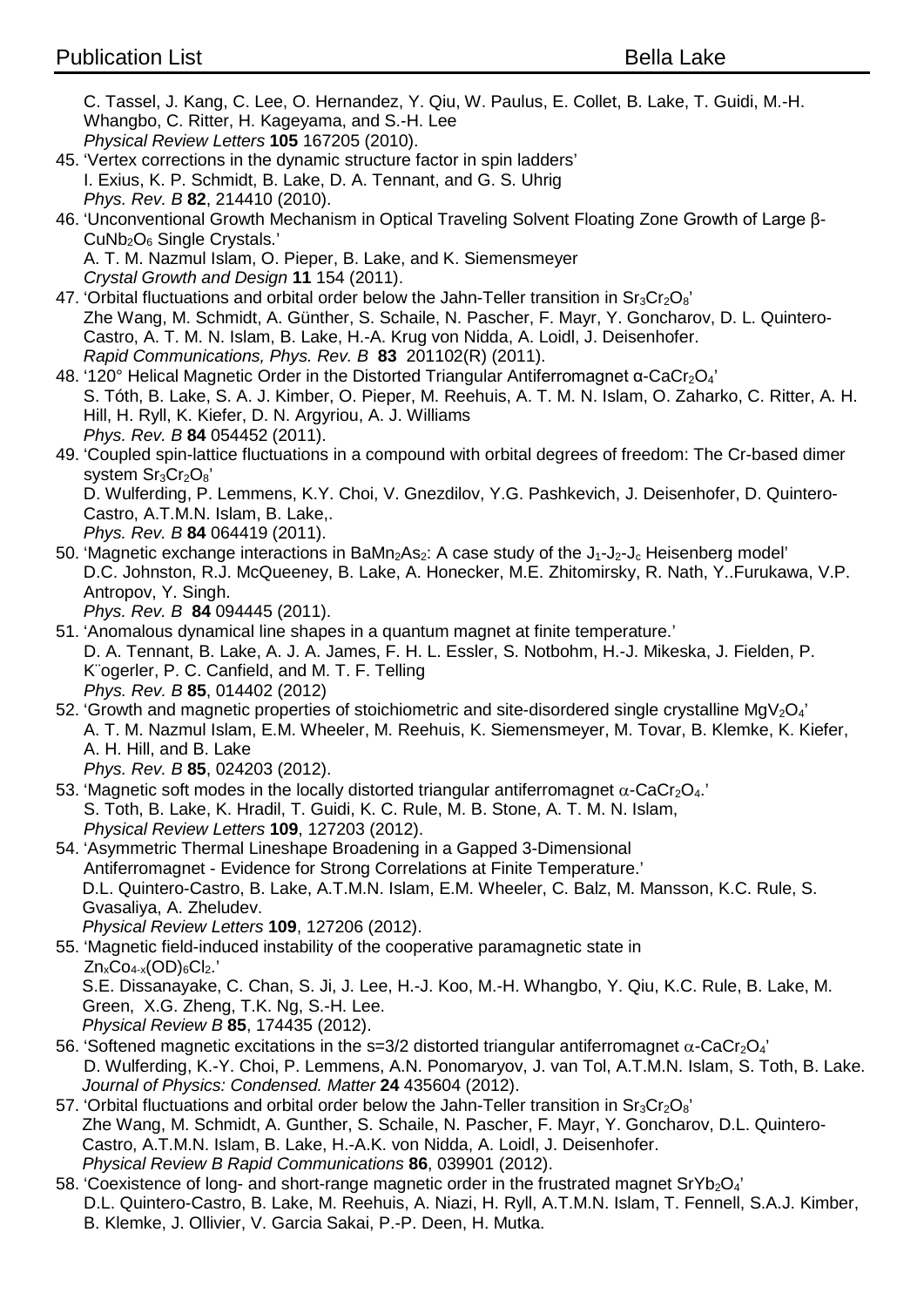C. Tassel, J. Kang, C. Lee, O. Hernandez, Y. Qiu, W. Paulus, E. Collet, B. Lake, T. Guidi, M.-H. Whangbo, C. Ritter, H. Kageyama, and S.-H. Lee
*Physical Review Letters* **105** 167205 (2010).

45. 'Vertex corrections in the dynamic structure factor in spin ladders'
I. Exius, K. P. Schmidt, B. Lake, D. A. Tennant, and G. S. Uhrig
*Phys. Rev. B* **82**, 214410 (2010).
46. 'Unconventional Growth Mechanism in Optical Traveling Solvent Floating Zone Growth of Large β-$CuNb_2O_6$ Single Crystals.'
A. T. M. Nazmul Islam, O. Pieper, B. Lake, and K. Siemensmeyer
*Crystal Growth and Design* **11** 154 (2011).
47. 'Orbital fluctuations and orbital order below the Jahn-Teller transition in $Sr_3Cr_2O_8$'
Zhe Wang, M. Schmidt, A. Günther, S. Schaile, N. Pascher, F. Mayr, Y. Goncharov, D. L. Quintero-Castro, A. T. M. N. Islam, B. Lake, H.-A. Krug von Nidda, A. Loidl, J. Deisenhofer.
*Rapid Communications, Phys. Rev. B* **83** 201102(R) (2011).
48. '120° Helical Magnetic Order in the Distorted Triangular Antiferromagnet α-$CaCr_2O_4$'
S. Tóth, B. Lake, S. A. J. Kimber, O. Pieper, M. Reehuis, A. T. M. N. Islam, O. Zaharko, C. Ritter, A. H. Hill, H. Ryll, K. Kiefer, D. N. Argyriou, A. J. Williams
*Phys. Rev. B* **84** 054452 (2011).
49. 'Coupled spin-lattice fluctuations in a compound with orbital degrees of freedom: The Cr-based dimer system $Sr_3Cr_2O_8$'
D. Wulferding, P. Lemmens, K.Y. Choi, V. Gnezdilov, Y.G. Pashkevich, J. Deisenhofer, D. Quintero-Castro, A.T.M.N. Islam, B. Lake,.
*Phys. Rev. B* **84** 064419 (2011).
50. 'Magnetic exchange interactions in $BaMn_2As_2$: A case study of the $J_1$-$J_2$-$J_c$ Heisenberg model'
D.C. Johnston, R.J. McQueeney, B. Lake, A. Honecker, M.E. Zhitomirsky, R. Nath, Y..Furukawa, V.P. Antropov, Y. Singh.
*Phys. Rev. B* **84** 094445 (2011).
51. 'Anomalous dynamical line shapes in a quantum magnet at finite temperature.'
D. A. Tennant, B. Lake, A. J. A. James, F. H. L. Essler, S. Notbohm, H.-J. Mikeska, J. Fielden, P. K¨ogerler, P. C. Canfield, and M. T. F. Telling
*Phys. Rev. B* **85**, 014402 (2012)
52. 'Growth and magnetic properties of stoichiometric and site-disordered single crystalline $MgV_2O_4$'
A. T. M. Nazmul Islam, E.M. Wheeler, M. Reehuis, K. Siemensmeyer, M. Tovar, B. Klemke, K. Kiefer, A. H. Hill, and B. Lake
*Phys. Rev. B* **85**, 024203 (2012).
53. 'Magnetic soft modes in the locally distorted triangular antiferromagnet α-$CaCr_2O_4$.'
S. Toth, B. Lake, K. Hradil, T. Guidi, K. C. Rule, M. B. Stone, A. T. M. N. Islam,
*Physical Review Letters* **109**, 127203 (2012).
54. 'Asymmetric Thermal Lineshape Broadening in a Gapped 3-Dimensional Antiferromagnet - Evidence for Strong Correlations at Finite Temperature.'
D.L. Quintero-Castro, B. Lake, A.T.M.N. Islam, E.M. Wheeler, C. Balz, M. Mansson, K.C. Rule, S. Gvasaliya, A. Zheludev.
*Physical Review Letters* **109**, 127206 (2012).
55. 'Magnetic field-induced instability of the cooperative paramagnetic state in $Zn_xCo_{4-x}(OD)_6Cl_2$.'
S.E. Dissanayake, C. Chan, S. Ji, J. Lee, H.-J. Koo, M.-H. Whangbo, Y. Qiu, K.C. Rule, B. Lake, M. Green, X.G. Zheng, T.K. Ng, S.-H. Lee.
*Physical Review B* **85**, 174435 (2012).
56. 'Softened magnetic excitations in the s=3/2 distorted triangular antiferromagnet α-$CaCr_2O_4$'
D. Wulferding, K.-Y. Choi, P. Lemmens, A.N. Ponomaryov, J. van Tol, A.T.M.N. Islam, S. Toth, B. Lake.
*Journal of Physics: Condensed. Matter* **24** 435604 (2012).
57. 'Orbital fluctuations and orbital order below the Jahn-Teller transition in $Sr_3Cr_2O_8$'
Zhe Wang, M. Schmidt, A. Gunther, S. Schaile, N. Pascher, F. Mayr, Y. Goncharov, D.L. Quintero-Castro, A.T.M.N. Islam, B. Lake, H.-A.K. von Nidda, A. Loidl, J. Deisenhofer.
*Physical Review B Rapid Communications* **86**, 039901 (2012).
58. 'Coexistence of long- and short-range magnetic order in the frustrated magnet $SrYb_2O_4$'
D.L. Quintero-Castro, B. Lake, M. Reehuis, A. Niazi, H. Ryll, A.T.M.N. Islam, T. Fennell, S.A.J. Kimber, B. Klemke, J. Ollivier, V. Garcia Sakai, P.-P. Deen, H. Mutka.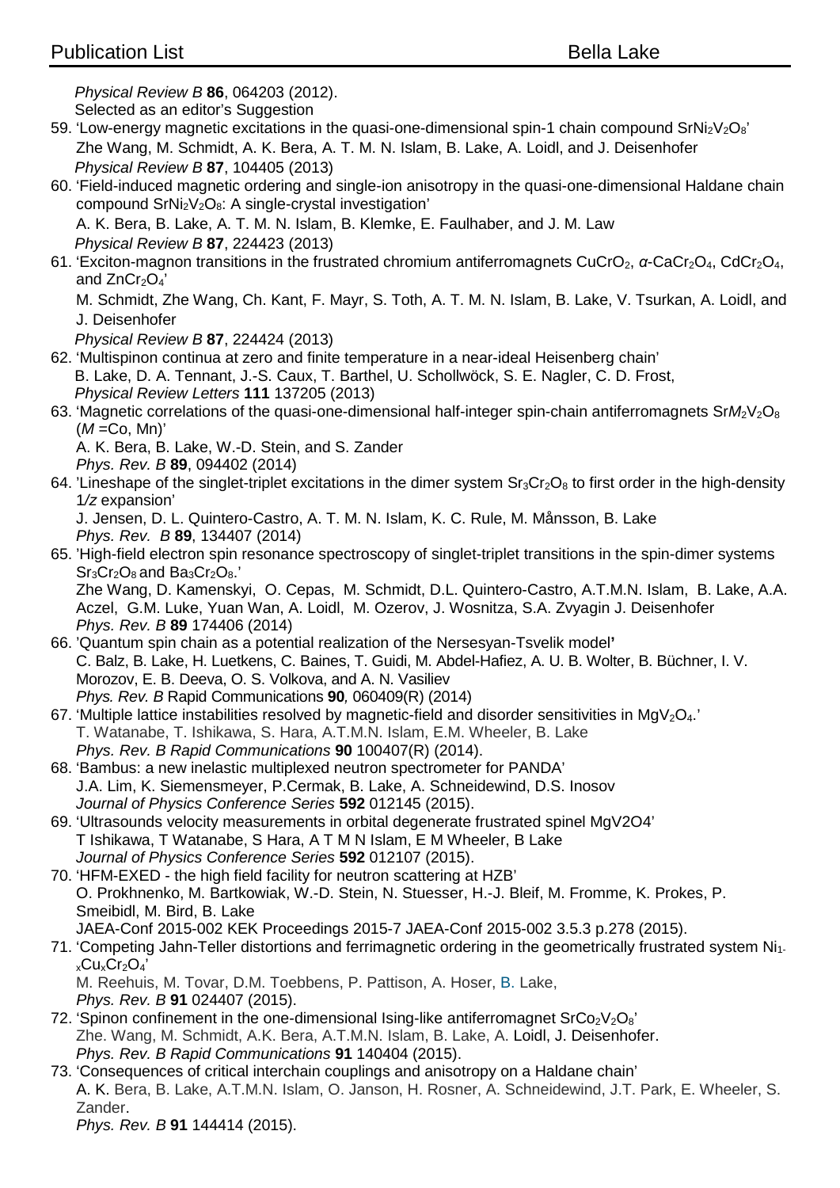*Physical Review B* **86**, 064203 (2012).
Selected as an editor's Suggestion

59. 'Low-energy magnetic excitations in the quasi-one-dimensional spin-1 chain compound $SrNi_2V_2O_8$'
Zhe Wang, M. Schmidt, A. K. Bera, A. T. M. N. Islam, B. Lake, A. Loidl, and J. Deisenhofer
*Physical Review B* **87**, 104405 (2013)
60. 'Field-induced magnetic ordering and single-ion anisotropy in the quasi-one-dimensional Haldane chain compound $SrNi_2V_2O_8$: A single-crystal investigation'
A. K. Bera, B. Lake, A. T. M. N. Islam, B. Klemke, E. Faulhaber, and J. M. Law
*Physical Review B* **87**, 224423 (2013)
61. 'Exciton-magnon transitions in the frustrated chromium antiferromagnets $CuCrO_2$, $\alpha$-$CaCr_2O_4$, $CdCr_2O_4$, and $ZnCr_2O_4$'
M. Schmidt, Zhe Wang, Ch. Kant, F. Mayr, S. Toth, A. T. M. N. Islam, B. Lake, V. Tsurkan, A. Loidl, and J. Deisenhofer
*Physical Review B* **87**, 224424 (2013)
62. 'Multispinon continua at zero and finite temperature in a near-ideal Heisenberg chain'
B. Lake, D. A. Tennant, J.-S. Caux, T. Barthel, U. Schollwöck, S. E. Nagler, C. D. Frost,
*Physical Review Letters* **111** 137205 (2013)
63. 'Magnetic correlations of the quasi-one-dimensional half-integer spin-chain antiferromagnets $SrM_2V_2O_8$ ($M$ =Co, Mn)'
A. K. Bera, B. Lake, W.-D. Stein, and S. Zander
*Phys. Rev. B* **89**, 094402 (2014)
64. 'Lineshape of the singlet-triplet excitations in the dimer system $Sr_3Cr_2O_8$ to first order in the high-density $1/z$ expansion'
J. Jensen, D. L. Quintero-Castro, A. T. M. N. Islam, K. C. Rule, M. Månsson, B. Lake
*Phys. Rev. B* **89**, 134407 (2014)
65. 'High-field electron spin resonance spectroscopy of singlet-triplet transitions in the spin-dimer systems $Sr_3Cr_2O_8$ and $Ba_3Cr_2O_8$.'
Zhe Wang, D. Kamenskyi, O. Cepas, M. Schmidt, D.L. Quintero-Castro, A.T.M.N. Islam, B. Lake, A.A. Aczel, G.M. Luke, Yuan Wan, A. Loidl, M. Ozerov, J. Wosnitza, S.A. Zvyagin J. Deisenhofer
*Phys. Rev. B* **89** 174406 (2014)
66. 'Quantum spin chain as a potential realization of the Nersesyan-Tsvelik model**'**
C. Balz, B. Lake, H. Luetkens, C. Baines, T. Guidi, M. Abdel-Hafiez, A. U. B. Wolter, B. Büchner, I. V. Morozov, E. B. Deeva, O. S. Volkova, and A. N. Vasiliev
*Phys. Rev. B* Rapid Communications **90***,* 060409(R) (2014)
67. 'Multiple lattice instabilities resolved by magnetic-field and disorder sensitivities in $MgV_2O_4$.'
T. Watanabe, T. Ishikawa, S. Hara, A.T.M.N. Islam, E.M. Wheeler, B. Lake
*Phys. Rev. B Rapid Communications* **90** 100407(R) (2014).
68. 'Bambus: a new inelastic multiplexed neutron spectrometer for PANDA'
J.A. Lim, K. Siemensmeyer, P.Cermak, B. Lake, A. Schneidewind, D.S. Inosov
*Journal of Physics Conference Series* **592** 012145 (2015).
69. 'Ultrasounds velocity measurements in orbital degenerate frustrated spinel MgV2O4'
T Ishikawa, T Watanabe, S Hara, A T M N Islam, E M Wheeler, B Lake
*Journal of Physics Conference Series* **592** 012107 (2015).
70. 'HFM-EXED - the high field facility for neutron scattering at HZB'
O. Prokhnenko, M. Bartkowiak, W.-D. Stein, N. Stuesser, H.-J. Bleif, M. Fromme, K. Prokes, P. Smeibidl, M. Bird, B. Lake
JAEA-Conf 2015-002 KEK Proceedings 2015-7 JAEA-Conf 2015-002 3.5.3 p.278 (2015).
71. 'Competing Jahn-Teller distortions and ferrimagnetic ordering in the geometrically frustrated system $Ni_{1-x}Cu_xCr_2O_4$'
M. Reehuis, M. Tovar, D.M. Toebbens, P. Pattison, A. Hoser, B. Lake,
*Phys. Rev. B* **91** 024407 (2015).
72. 'Spinon confinement in the one-dimensional Ising-like antiferromagnet $SrCo_2V_2O_8$'
Zhe. Wang, M. Schmidt, A.K. Bera, A.T.M.N. Islam, B. Lake, A. Loidl, J. Deisenhofer.
*Phys. Rev. B Rapid Communications* **91** 140404 (2015).
73. 'Consequences of critical interchain couplings and anisotropy on a Haldane chain'
A. K. Bera, B. Lake, A.T.M.N. Islam, O. Janson, H. Rosner, A. Schneidewind, J.T. Park, E. Wheeler, S. Zander.
*Phys. Rev. B* **91** 144414 (2015).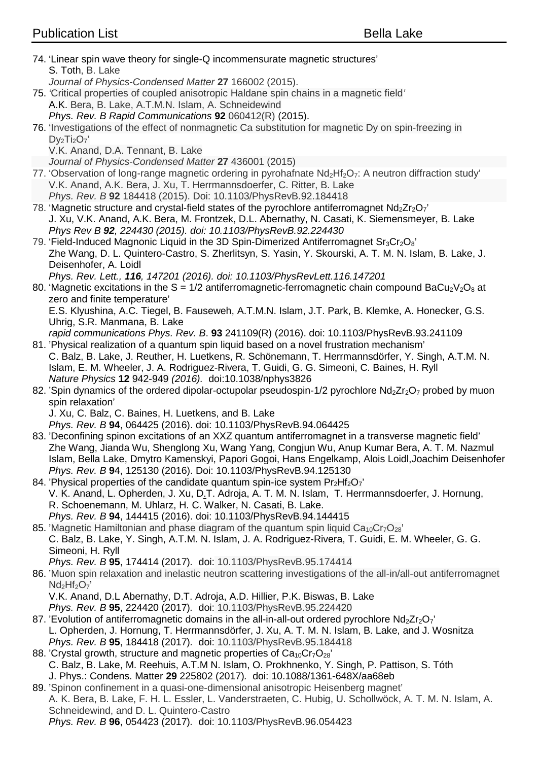74. 'Linear spin wave theory for single-Q incommensurate magnetic structures'
    S. Toth, B. Lake
    *Journal of Physics-Condensed Matter* **27** 166002 (2015).
75. 'Critical properties of coupled anisotropic Haldane spin chains in a magnetic field'
    A.K. Bera, B. Lake, A.T.M.N. Islam, A. Schneidewind
    *Phys. Rev. B Rapid Communications* **92** 060412(R) (2015).
76. 'Investigations of the effect of nonmagnetic Ca substitution for magnetic Dy on spin-freezing in $Dy_2Ti_2O_7$'
    V.K. Anand, D.A. Tennant, B. Lake
    *Journal of Physics-Condensed Matter* **27** 436001 (2015)
77. 'Observation of long-range magnetic ordering in pyrohafnate $Nd_2Hf_2O_7$: A neutron diffraction study'
    V.K. Anand, A.K. Bera, J. Xu, T. Herrmannsdoerfer, C. Ritter, B. Lake
    *Phys. Rev. B* **92** 184418 (2015). Doi: 10.1103/PhysRevB.92.184418
78. 'Magnetic structure and crystal-field states of the pyrochlore antiferromagnet $Nd_2Zr_2O_7$'
    J. Xu, V.K. Anand, A.K. Bera, M. Frontzek, D.L. Abernathy, N. Casati, K. Siemensmeyer, B. Lake
    *Phys Rev B **92**, 224430 (2015). doi: 10.1103/PhysRevB.92.224430*
79. 'Field-Induced Magnonic Liquid in the 3D Spin-Dimerized Antiferromagnet $Sr_3Cr_2O_8$'
    Zhe Wang, D. L. Quintero-Castro, S. Zherlitsyn, S. Yasin, Y. Skourski, A. T. M. N. Islam, B. Lake, J. Deisenhofer, A. Loidl
    *Phys. Rev. Lett., **116**, 147201 (2016). doi: 10.1103/PhysRevLett.116.147201*
80. 'Magnetic excitations in the S = 1/2 antiferromagnetic-ferromagnetic chain compound $BaCu_2V_2O_8$ at zero and finite temperature'
    E.S. Klyushina, A.C. Tiegel, B. Fauseweh, A.T.M.N. Islam, J.T. Park, B. Klemke, A. Honecker, G.S. Uhrig, S.R. Manmana, B. Lake
    *rapid communications Phys. Rev. B*. **93** 241109(R) (2016). doi: 10.1103/PhysRevB.93.241109
81. 'Physical realization of a quantum spin liquid based on a novel frustration mechanism'
    C. Balz, B. Lake, J. Reuther, H. Luetkens, R. Schönemann, T. Herrmannsdörfer, Y. Singh, A.T.M. N. Islam, E. M. Wheeler, J. A. Rodriguez-Rivera, T. Guidi, G. G. Simeoni, C. Baines, H. Ryll
    *Nature Physics* **12** 942-949 *(2016).* doi:10.1038/nphys3826
82. 'Spin dynamics of the ordered dipolar-octupolar pseudospin-1/2 pyrochlore $Nd_2Zr_2O_7$ probed by muon spin relaxation'
    J. Xu, C. Balz, C. Baines, H. Luetkens, and B. Lake
    *Phys. Rev. B* **94**, 064425 (2016). doi: 10.1103/PhysRevB.94.064425
83. 'Deconfining spinon excitations of an XXZ quantum antiferromagnet in a transverse magnetic field'
    Zhe Wang, Jianda Wu, Shenglong Xu, Wang Yang, Congjun Wu, Anup Kumar Bera, A. T. M. Nazmul Islam, Bella Lake, Dmytro Kamenskyi, Papori Gogoi, Hans Engelkamp, Alois Loidl,Joachim Deisenhofer
    *Phys. Rev. B* **9**4, 125130 (2016). Doi: 10.1103/PhysRevB.94.125130
84. 'Physical properties of the candidate quantum spin-ice system $Pr_2Hf_2O_7$'
    V. K. Anand, L. Opherden, J. Xu, D.T. Adroja, A. T. M. N. Islam, T. Herrmannsdoerfer, J. Hornung, R. Schoenemann, M. Uhlarz, H. C. Walker, N. Casati, B. Lake.
    *Phys. Rev. B* **94**, 144415 (2016). doi: 10.1103/PhysRevB.94.144415
85. 'Magnetic Hamiltonian and phase diagram of the quantum spin liquid $Ca_{10}Cr_7O_{28}$'
    C. Balz, B. Lake, Y. Singh, A.T.M. N. Islam, J. A. Rodriguez-Rivera, T. Guidi, E. M. Wheeler, G. G. Simeoni, H. Ryll
    *Phys. Rev. B* **95**, 174414 (2017). doi: 10.1103/PhysRevB.95.174414
86. 'Muon spin relaxation and inelastic neutron scattering investigations of the all-in/all-out antiferromagnet $Nd_2Hf_2O_7$'
    V.K. Anand, D.L Abernathy, D.T. Adroja, A.D. Hillier, P.K. Biswas, B. Lake
    *Phys. Rev. B* **95**, 224420 (2017). doi: 10.1103/PhysRevB.95.224420
87. 'Evolution of antiferromagnetic domains in the all-in-all-out ordered pyrochlore $Nd_2Zr_2O_7$'
    L. Opherden, J. Hornung, T. Herrmannsdörfer, J. Xu, A. T. M. N. Islam, B. Lake, and J. Wosnitza
    *Phys. Rev. B* **95**, 184418 (2017). doi: 10.1103/PhysRevB.95.184418
88. 'Crystal growth, structure and magnetic properties of $Ca_{10}Cr_7O_{28}$'
    C. Balz, B. Lake, M. Reehuis, A.T.M N. Islam, O. Prokhnenko, Y. Singh, P. Pattison, S. Tóth
    J. Phys.: Condens. Matter **29** 225802 (2017). doi: 10.1088/1361-648X/aa68eb
89. 'Spinon confinement in a quasi-one-dimensional anisotropic Heisenberg magnet'
    A. K. Bera, B. Lake, F. H. L. Essler, L. Vanderstraeten, C. Hubig, U. Schollwöck, A. T. M. N. Islam, A. Schneidewind, and D. L. Quintero-Castro
    *Phys. Rev. B* **96**, 054423 (2017). doi: 10.1103/PhysRevB.96.054423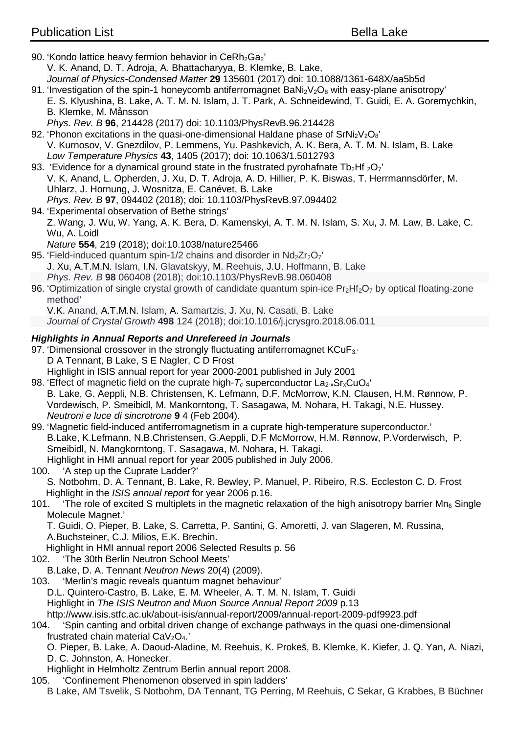90. 'Kondo lattice heavy fermion behavior in $CeRh_2Ga_2$'
V. K. Anand, D. T. Adroja, A. Bhattacharyya, B. Klemke, B. Lake,
*Journal of Physics-Condensed Matter* **29** 135601 (2017) doi: 10.1088/1361-648X/aa5b5d
91. 'Investigation of the spin-1 honeycomb antiferromagnet $BaNi_2V_2O_8$ with easy-plane anisotropy'
E. S. Klyushina, B. Lake, A. T. M. N. Islam, J. T. Park, A. Schneidewind, T. Guidi, E. A. Goremychkin, B. Klemke, M. Månsson
*Phys. Rev. B* **96**, 214428 (2017) doi: 10.1103/PhysRevB.96.214428
92. 'Phonon excitations in the quasi-one-dimensional Haldane phase of $SrNi_2V_2O_8$'
V. Kurnosov, V. Gnezdilov, P. Lemmens, Yu. Pashkevich, A. K. Bera, A. T. M. N. Islam, B. Lake
*Low Temperature Physics* **43**, 1405 (2017); doi: 10.1063/1.5012793
93. 'Evidence for a dynamical ground state in the frustrated pyrohafnate $Tb_2Hf_2O_7$'
V. K. Anand, L. Opherden, J. Xu, D. T. Adroja, A. D. Hillier, P. K. Biswas, T. Herrmannsdörfer, M. Uhlarz, J. Hornung, J. Wosnitza, E. Canévet, B. Lake
*Phys. Rev. B* **97**, 094402 (2018); doi: 10.1103/PhysRevB.97.094402
94. 'Experimental observation of Bethe strings'
Z. Wang, J. Wu, W. Yang, A. K. Bera, D. Kamenskyi, A. T. M. N. Islam, S. Xu, J. M. Law, B. Lake, C. Wu, A. Loidl
*Nature* **554**, 219 (2018); doi:10.1038/nature25466
95. 'Field-induced quantum spin-1/2 chains and disorder in $Nd_2Zr_2O_7$'
J. Xu, A.T.M.N. Islam, I.N. Glavatskyy, M. Reehuis, J.U. Hoffmann, B. Lake
*Phys. Rev. B* **98** 060408 (2018); doi:10.1103/PhysRevB.98.060408
96. 'Optimization of single crystal growth of candidate quantum spin-ice $Pr_2Hf_2O_7$ by optical floating-zone method'
V.K. Anand, A.T.M.N. Islam, A. Samartzis, J. Xu, N. Casati, B. Lake
*Journal of Crystal Growth* **498** 124 (2018); doi:10.1016/j.jcrysgro.2018.06.011

***Highlights in Annual Reports and Unrefereed in Journals***

97. 'Dimensional crossover in the strongly fluctuating antiferromagnet $KCuF_3$.'
D A Tennant, B Lake, S E Nagler, C D Frost
Highlight in ISIS annual report for year 2000-2001 published in July 2001
98. 'Effect of magnetic field on the cuprate high-$T_c$ superconductor $La_{2-x}Sr_xCuO_4$'
B. Lake, G. Aeppli, N.B. Christensen, K. Lefmann, D.F. McMorrow, K.N. Clausen, H.M. Rønnow, P. Vordewisch, P. Smeibidl, M. Mankorntong, T. Sasagawa, M. Nohara, H. Takagi, N.E. Hussey.
*Neutroni e luce di sincrotrone* **9** 4 (Feb 2004).
99. 'Magnetic field-induced antiferromagnetism in a cuprate high-temperature superconductor.'
B.Lake, K.Lefmann, N.B.Christensen, G.Aeppli, D.F McMorrow, H.M. Rønnow, P.Vorderwisch, P. Smeibidl, N. Mangkorntong, T. Sasagawa, M. Nohara, H. Takagi.
Highlight in HMI annual report for year 2005 published in July 2006.
100. 'A step up the Cuprate Ladder?'
S. Notbohm, D. A. Tennant, B. Lake, R. Bewley, P. Manuel, P. Ribeiro, R.S. Eccleston C. D. Frost
Highlight in the *ISIS annual report* for year 2006 p.16.
101. 'The role of excited S multiplets in the magnetic relaxation of the high anisotropy barrier $Mn_6$ Single Molecule Magnet.'
T. Guidi, O. Pieper, B. Lake, S. Carretta, P. Santini, G. Amoretti, J. van Slageren, M. Russina, A.Buchsteiner, C.J. Milios, E.K. Brechin.
Highlight in HMI annual report 2006 Selected Results p. 56
102. 'The 30th Berlin Neutron School Meets'
B.Lake, D. A. Tennant *Neutron News* 20(4) (2009).
103. 'Merlin's magic reveals quantum magnet behaviour'
D.L. Quintero-Castro, B. Lake, E. M. Wheeler, A. T. M. N. Islam, T. Guidi
Highlight in *The ISIS Neutron and Muon Source Annual Report 2009* p.13
http://www.isis.stfc.ac.uk/about-isis/annual-report/2009/annual-report-2009-pdf9923.pdf
104. 'Spin canting and orbital driven change of exchange pathways in the quasi one-dimensional frustrated chain material $CaV_2O_4$.'
O. Pieper, B. Lake, A. Daoud-Aladine, M. Reehuis, K. Prokeš, B. Klemke, K. Kiefer, J. Q. Yan, A. Niazi, D. C. Johnston, A. Honecker.
Highlight in Helmholtz Zentrum Berlin annual report 2008.
105. 'Confinement Phenomenon observed in spin ladders'
B Lake, AM Tsvelik, S Notbohm, DA Tennant, TG Perring, M Reehuis, C Sekar, G Krabbes, B Büchner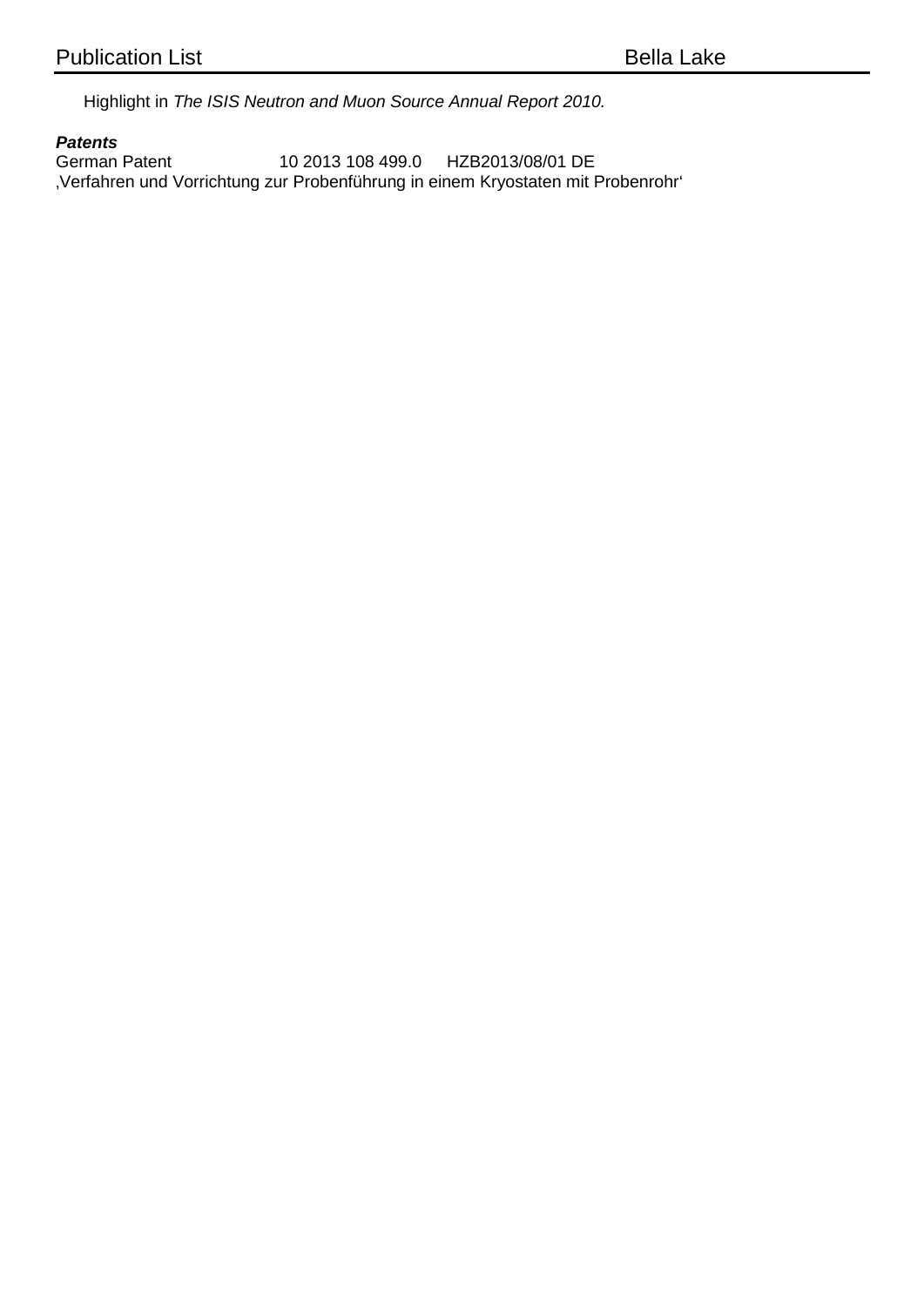Highlight in *The ISIS Neutron and Muon Source Annual Report 2010.*

***Patents***

German Patent 10 2013 108 499.0 HZB2013/08/01 DE

‚Verfahren und Vorrichtung zur Probenführung in einem Kryostaten mit Probenrohr'